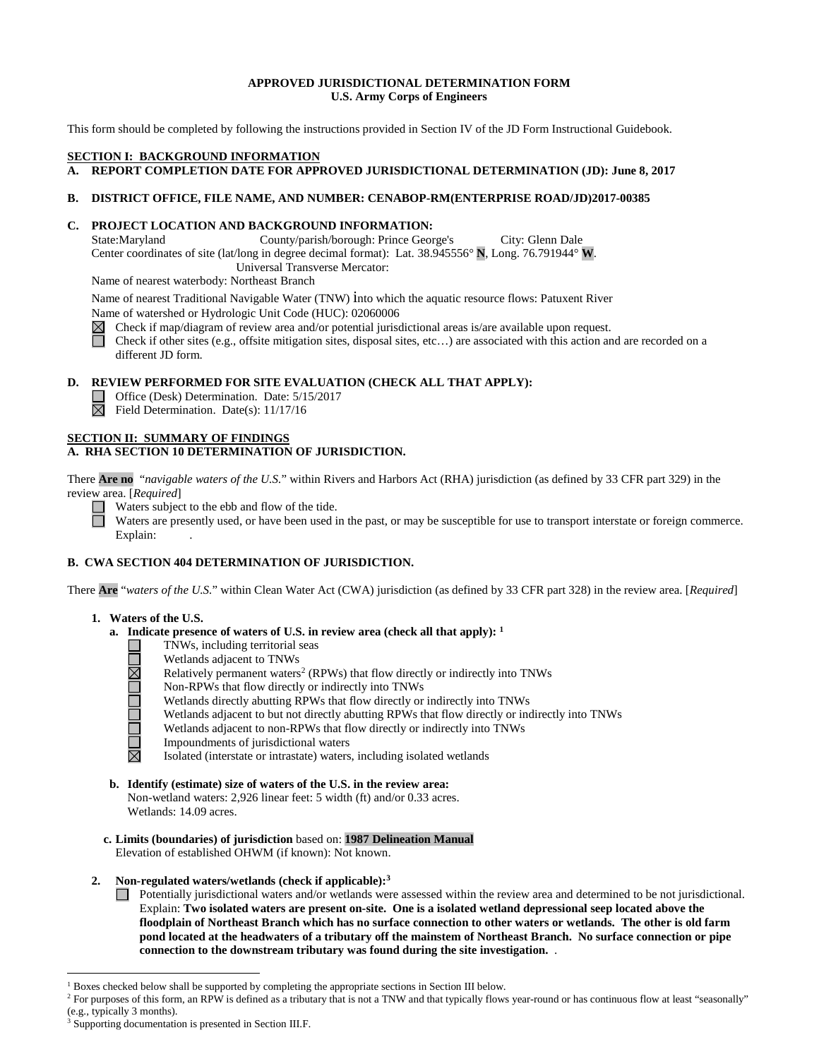**APPROVED JURISDICTIONAL DETERMINATION FORM**
**U.S. Army Corps of Engineers**

This form should be completed by following the instructions provided in Section IV of the JD Form Instructional Guidebook.

## SECTION I: BACKGROUND INFORMATION

**A. REPORT COMPLETION DATE FOR APPROVED JURISDICTIONAL DETERMINATION (JD): June 8, 2017**

**B. DISTRICT OFFICE, FILE NAME, AND NUMBER: CENABOP-RM(ENTERPRISE ROAD/JD)2017-00385**

**C. PROJECT LOCATION AND BACKGROUND INFORMATION:**

State:Maryland County/parish/borough: Prince George's City: Glenn Dale
Center coordinates of site (lat/long in degree decimal format): Lat. 38.945556° **N**, Long. 76.791944° **W**.
Universal Transverse Mercator:
Name of nearest waterbody: Northeast Branch

Name of nearest Traditional Navigable Water (TNW) into which the aquatic resource flows: Patuxent River
Name of watershed or Hydrologic Unit Code (HUC): 02060006

☒ Check if map/diagram of review area and/or potential jurisdictional areas is/are available upon request.
☐ Check if other sites (e.g., offsite mitigation sites, disposal sites, etc…) are associated with this action and are recorded on a different JD form.

**D. REVIEW PERFORMED FOR SITE EVALUATION (CHECK ALL THAT APPLY):**

☐ Office (Desk) Determination. Date: 5/15/2017
☒ Field Determination. Date(s): 11/17/16

## SECTION II: SUMMARY OF FINDINGS

**A. RHA SECTION 10 DETERMINATION OF JURISDICTION.**

There **Are no** "*navigable waters of the U.S.*" within Rivers and Harbors Act (RHA) jurisdiction (as defined by 33 CFR part 329) in the review area. [*Required*]

☐ Waters subject to the ebb and flow of the tide.
☐ Waters are presently used, or have been used in the past, or may be susceptible for use to transport interstate or foreign commerce. Explain: .

**B. CWA SECTION 404 DETERMINATION OF JURISDICTION.**

There **Are** "*waters of the U.S.*" within Clean Water Act (CWA) jurisdiction (as defined by 33 CFR part 328) in the review area. [*Required*]

**1. Waters of the U.S.**

**a. Indicate presence of waters of U.S. in review area (check all that apply):** [1]

☐ TNWs, including territorial seas
☐ Wetlands adjacent to TNWs
☒ Relatively permanent waters[2] (RPWs) that flow directly or indirectly into TNWs
☐ Non-RPWs that flow directly or indirectly into TNWs
☐ Wetlands directly abutting RPWs that flow directly or indirectly into TNWs
☐ Wetlands adjacent to but not directly abutting RPWs that flow directly or indirectly into TNWs
☐ Wetlands adjacent to non-RPWs that flow directly or indirectly into TNWs
☐ Impoundments of jurisdictional waters
☒ Isolated (interstate or intrastate) waters, including isolated wetlands

**b. Identify (estimate) size of waters of the U.S. in the review area:**
Non-wetland waters: 2,926 linear feet: 5 width (ft) and/or 0.33 acres.
Wetlands: 14.09 acres.

**c. Limits (boundaries) of jurisdiction** based on: **1987 Delineation Manual**
Elevation of established OHWM (if known): Not known.

**2. Non-regulated waters/wetlands (check if applicable):**[3]

☐ Potentially jurisdictional waters and/or wetlands were assessed within the review area and determined to be not jurisdictional. Explain: **Two isolated waters are present on-site. One is a isolated wetland depressional seep located above the floodplain of Northeast Branch which has no surface connection to other waters or wetlands. The other is old farm pond located at the headwaters of a tributary off the mainstem of Northeast Branch. No surface connection or pipe connection to the downstream tributary was found during the site investigation.** .

---

[1] Boxes checked below shall be supported by completing the appropriate sections in Section III below.
[2] For purposes of this form, an RPW is defined as a tributary that is not a TNW and that typically flows year-round or has continuous flow at least "seasonally" (e.g., typically 3 months).
[3] Supporting documentation is presented in Section III.F.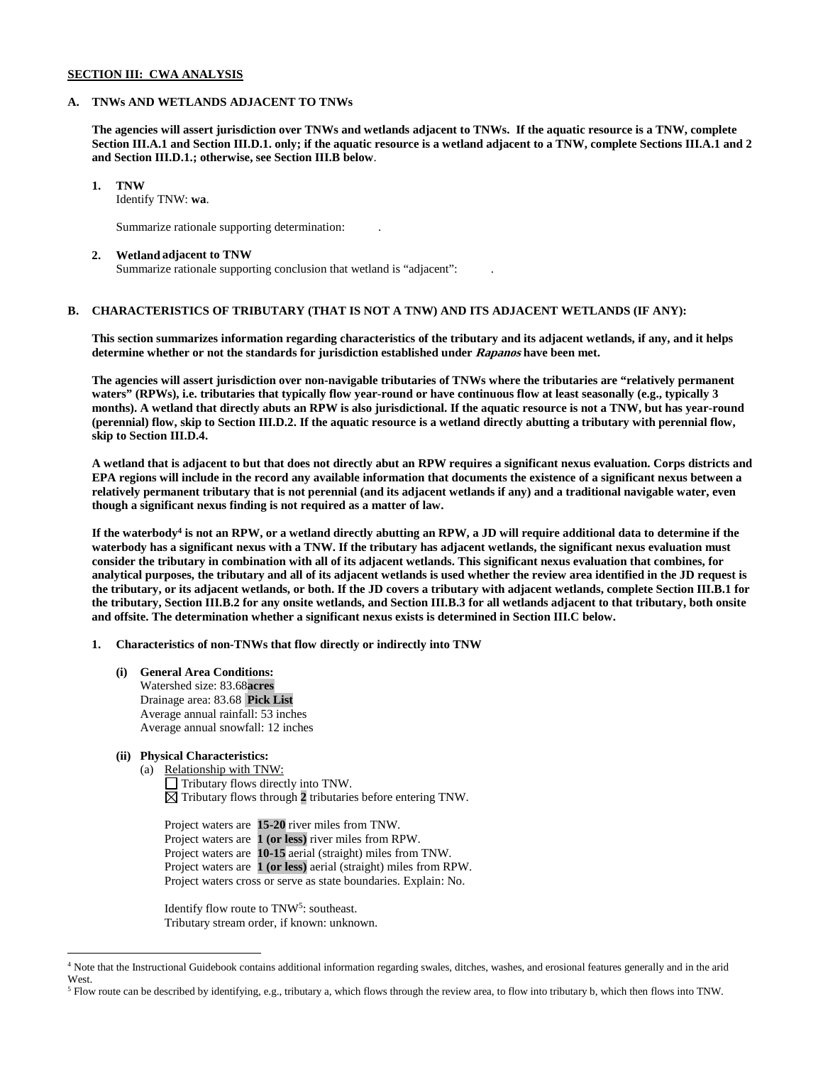**SECTION III: CWA ANALYSIS**

**A. TNWs AND WETLANDS ADJACENT TO TNWs**

**The agencies will assert jurisdiction over TNWs and wetlands adjacent to TNWs. If the aquatic resource is a TNW, complete Section III.A.1 and Section III.D.1. only; if the aquatic resource is a wetland adjacent to a TNW, complete Sections III.A.1 and 2 and Section III.D.1.; otherwise, see Section III.B below**.

**1. TNW**
Identify TNW: **wa**.

Summarize rationale supporting determination: .

**2. Wetland adjacent to TNW**
Summarize rationale supporting conclusion that wetland is "adjacent": .

**B. CHARACTERISTICS OF TRIBUTARY (THAT IS NOT A TNW) AND ITS ADJACENT WETLANDS (IF ANY):**

**This section summarizes information regarding characteristics of the tributary and its adjacent wetlands, if any, and it helps determine whether or not the standards for jurisdiction established under *Rapanos* have been met.**

**The agencies will assert jurisdiction over non-navigable tributaries of TNWs where the tributaries are "relatively permanent waters" (RPWs), i.e. tributaries that typically flow year-round or have continuous flow at least seasonally (e.g., typically 3 months). A wetland that directly abuts an RPW is also jurisdictional. If the aquatic resource is not a TNW, but has year-round (perennial) flow, skip to Section III.D.2. If the aquatic resource is a wetland directly abutting a tributary with perennial flow, skip to Section III.D.4.**

**A wetland that is adjacent to but that does not directly abut an RPW requires a significant nexus evaluation. Corps districts and EPA regions will include in the record any available information that documents the existence of a significant nexus between a relatively permanent tributary that is not perennial (and its adjacent wetlands if any) and a traditional navigable water, even though a significant nexus finding is not required as a matter of law.**

**If the waterbody[4] is not an RPW, or a wetland directly abutting an RPW, a JD will require additional data to determine if the waterbody has a significant nexus with a TNW. If the tributary has adjacent wetlands, the significant nexus evaluation must consider the tributary in combination with all of its adjacent wetlands. This significant nexus evaluation that combines, for analytical purposes, the tributary and all of its adjacent wetlands is used whether the review area identified in the JD request is the tributary, or its adjacent wetlands, or both. If the JD covers a tributary with adjacent wetlands, complete Section III.B.1 for the tributary, Section III.B.2 for any onsite wetlands, and Section III.B.3 for all wetlands adjacent to that tributary, both onsite and offsite. The determination whether a significant nexus exists is determined in Section III.C below.**

**1. Characteristics of non-TNWs that flow directly or indirectly into TNW**

**(i) General Area Conditions:**
Watershed size: 83.68**acres**
Drainage area: 83.68 **Pick List**
Average annual rainfall: 53 inches
Average annual snowfall: 12 inches

**(ii) Physical Characteristics:**
(a) Relationship with TNW:
☐ Tributary flows directly into TNW.
☒ Tributary flows through **2** tributaries before entering TNW.

Project waters are **15-20** river miles from TNW.
Project waters are **1 (or less)** river miles from RPW.
Project waters are **10-15** aerial (straight) miles from TNW.
Project waters are **1 (or less)** aerial (straight) miles from RPW.
Project waters cross or serve as state boundaries. Explain: No.

Identify flow route to TNW[5]: southeast.
Tributary stream order, if known: unknown.

---

[4] Note that the Instructional Guidebook contains additional information regarding swales, ditches, washes, and erosional features generally and in the arid West.
[5] Flow route can be described by identifying, e.g., tributary a, which flows through the review area, to flow into tributary b, which then flows into TNW.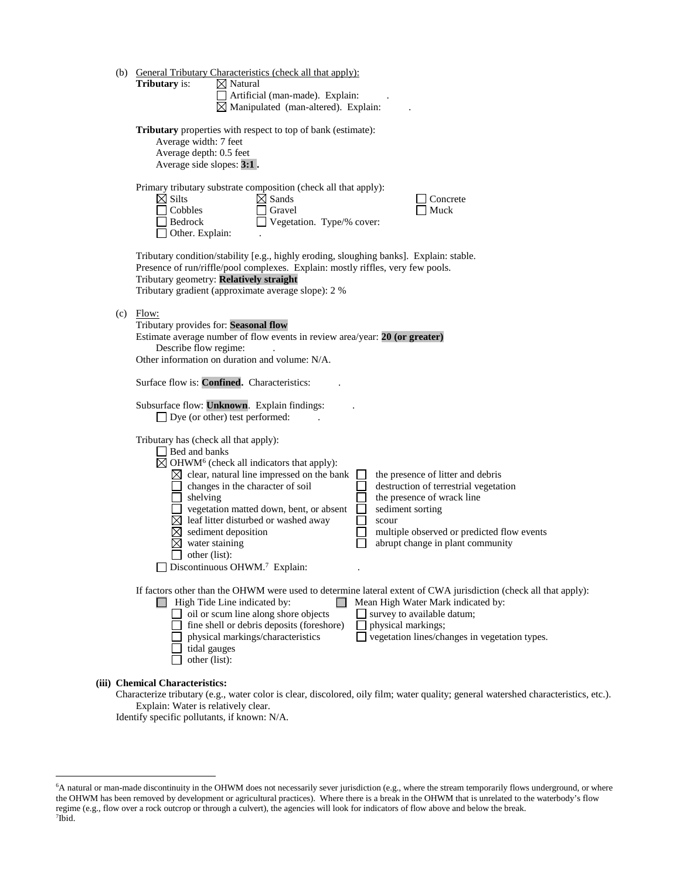(b) General Tributary Characteristics (check all that apply):

**Tributary** is: ☒ Natural
☐ Artificial (man-made). Explain: .
☒ Manipulated (man-altered). Explain: .

**Tributary** properties with respect to top of bank (estimate):
Average width: 7 feet
Average depth: 0.5 feet
Average side slopes: **3:1** .

Primary tributary substrate composition (check all that apply):

☒ Silts ☒ Sands ☐ Concrete
☐ Cobbles ☐ Gravel ☐ Muck
☐ Bedrock ☐ Vegetation. Type/% cover:
☐ Other. Explain: .

Tributary condition/stability [e.g., highly eroding, sloughing banks]. Explain: stable.
Presence of run/riffle/pool complexes. Explain: mostly riffles, very few pools.
Tributary geometry: **Relatively straight**
Tributary gradient (approximate average slope): 2 %

(c) Flow:

Tributary provides for: **Seasonal flow**
Estimate average number of flow events in review area/year: **20 (or greater)**
Describe flow regime: .
Other information on duration and volume: N/A.

Surface flow is: **Confined.** Characteristics: .

Subsurface flow: **Unknown**. Explain findings: .
☐ Dye (or other) test performed: .

Tributary has (check all that apply):
☐ Bed and banks
☒ OHWM[6] (check all indicators that apply):
☒ clear, natural line impressed on the bank
☐ changes in the character of soil
☐ shelving
☐ vegetation matted down, bent, or absent
☒ leaf litter disturbed or washed away
☒ sediment deposition
☒ water staining
☐ other (list):
☐ the presence of litter and debris
☐ destruction of terrestrial vegetation
☐ the presence of wrack line
☐ sediment sorting
☐ scour
☐ multiple observed or predicted flow events
☐ abrupt change in plant community
☐ Discontinuous OHWM.[7] Explain: .

If factors other than the OHWM were used to determine lateral extent of CWA jurisdiction (check all that apply):
☐ High Tide Line indicated by:
☐ oil or scum line along shore objects
☐ fine shell or debris deposits (foreshore)
☐ physical markings/characteristics
☐ tidal gauges
☐ other (list):
☐ Mean High Water Mark indicated by:
☐ survey to available datum;
☐ physical markings;
☐ vegetation lines/changes in vegetation types.

**(iii) Chemical Characteristics:**

Characterize tributary (e.g., water color is clear, discolored, oily film; water quality; general watershed characteristics, etc.).
Explain: Water is relatively clear.
Identify specific pollutants, if known: N/A.

---

[6]A natural or man-made discontinuity in the OHWM does not necessarily sever jurisdiction (e.g., where the stream temporarily flows underground, or where the OHWM has been removed by development or agricultural practices). Where there is a break in the OHWM that is unrelated to the waterbody's flow regime (e.g., flow over a rock outcrop or through a culvert), the agencies will look for indicators of flow above and below the break.
[7]Ibid.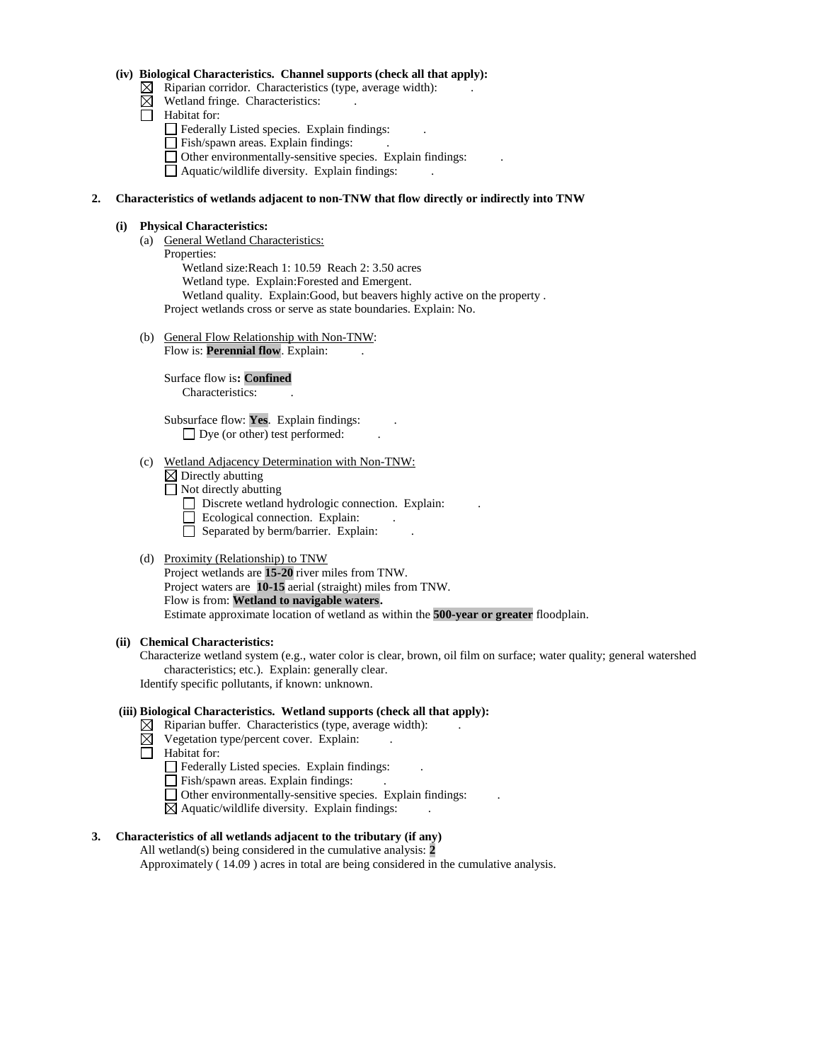**(iv) Biological Characteristics. Channel supports (check all that apply):**

- ☒ Riparian corridor. Characteristics (type, average width): .
- ☒ Wetland fringe. Characteristics: .
- ☐ Habitat for:
  - ☐ Federally Listed species. Explain findings: .
  - ☐ Fish/spawn areas. Explain findings: .
  - ☐ Other environmentally-sensitive species. Explain findings: .
  - ☐ Aquatic/wildlife diversity. Explain findings: .

**2. Characteristics of wetlands adjacent to non-TNW that flow directly or indirectly into TNW**

**(i) Physical Characteristics:**

(a) General Wetland Characteristics:

Properties:

Wetland size:Reach 1: 10.59 Reach 2: 3.50 acres

Wetland type. Explain:Forested and Emergent.

Wetland quality. Explain:Good, but beavers highly active on the property .

Project wetlands cross or serve as state boundaries. Explain: No.

(b) General Flow Relationship with Non-TNW:

Flow is: **Perennial flow**. Explain: .

Surface flow is**: Confined**

Characteristics: .

Subsurface flow: **Yes**. Explain findings: .

☐ Dye (or other) test performed: .

(c) Wetland Adjacency Determination with Non-TNW:

- ☒ Directly abutting
- ☐ Not directly abutting
  - ☐ Discrete wetland hydrologic connection. Explain: .
  - ☐ Ecological connection. Explain: .
  - ☐ Separated by berm/barrier. Explain: .

(d) Proximity (Relationship) to TNW

Project wetlands are **15-20** river miles from TNW.

Project waters are **10-15** aerial (straight) miles from TNW.

Flow is from: **Wetland to navigable waters.**

Estimate approximate location of wetland as within the **500-year or greater** floodplain.

**(ii) Chemical Characteristics:**

Characterize wetland system (e.g., water color is clear, brown, oil film on surface; water quality; general watershed characteristics; etc.). Explain: generally clear.

Identify specific pollutants, if known: unknown.

**(iii) Biological Characteristics. Wetland supports (check all that apply):**

- ☒ Riparian buffer. Characteristics (type, average width): .
- ☒ Vegetation type/percent cover. Explain: .
- ☐ Habitat for:
  - ☐ Federally Listed species. Explain findings: .
  - ☐ Fish/spawn areas. Explain findings: .
  - ☐ Other environmentally-sensitive species. Explain findings: .
  - ☒ Aquatic/wildlife diversity. Explain findings: .

**3. Characteristics of all wetlands adjacent to the tributary (if any)**

All wetland(s) being considered in the cumulative analysis: **2**

Approximately ( 14.09 ) acres in total are being considered in the cumulative analysis.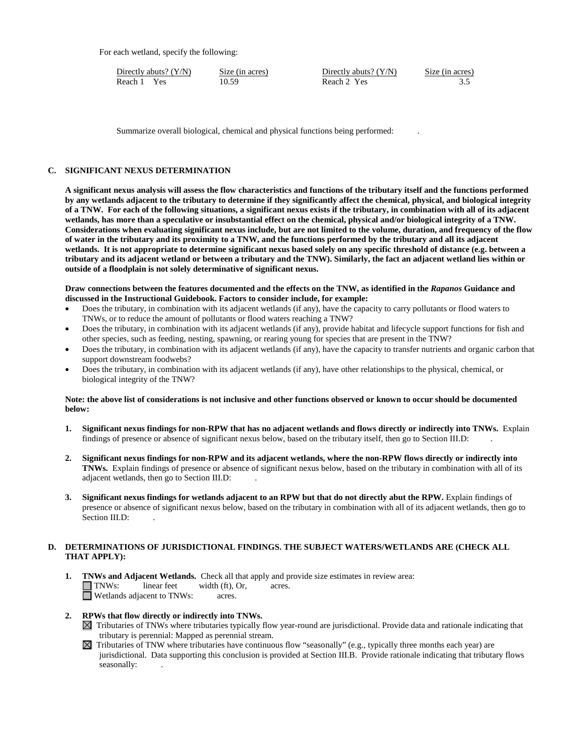For each wetland, specify the following:

| Directly abuts? (Y/N) | Size (in acres) | Directly abuts? (Y/N) | Size (in acres) |
|---|---|---|---|
| Reach 1 Yes | 10.59 | Reach 2 Yes | 3.5 |

Summarize overall biological, chemical and physical functions being performed: .

## C. SIGNIFICANT NEXUS DETERMINATION

**A significant nexus analysis will assess the flow characteristics and functions of the tributary itself and the functions performed by any wetlands adjacent to the tributary to determine if they significantly affect the chemical, physical, and biological integrity of a TNW. For each of the following situations, a significant nexus exists if the tributary, in combination with all of its adjacent wetlands, has more than a speculative or insubstantial effect on the chemical, physical and/or biological integrity of a TNW. Considerations when evaluating significant nexus include, but are not limited to the volume, duration, and frequency of the flow of water in the tributary and its proximity to a TNW, and the functions performed by the tributary and all its adjacent wetlands. It is not appropriate to determine significant nexus based solely on any specific threshold of distance (e.g. between a tributary and its adjacent wetland or between a tributary and the TNW). Similarly, the fact an adjacent wetland lies within or outside of a floodplain is not solely determinative of significant nexus.**

**Draw connections between the features documented and the effects on the TNW, as identified in the *Rapanos* Guidance and discussed in the Instructional Guidebook. Factors to consider include, for example:**

- Does the tributary, in combination with its adjacent wetlands (if any), have the capacity to carry pollutants or flood waters to TNWs, or to reduce the amount of pollutants or flood waters reaching a TNW?
- Does the tributary, in combination with its adjacent wetlands (if any), provide habitat and lifecycle support functions for fish and other species, such as feeding, nesting, spawning, or rearing young for species that are present in the TNW?
- Does the tributary, in combination with its adjacent wetlands (if any), have the capacity to transfer nutrients and organic carbon that support downstream foodwebs?
- Does the tributary, in combination with its adjacent wetlands (if any), have other relationships to the physical, chemical, or biological integrity of the TNW?

**Note: the above list of considerations is not inclusive and other functions observed or known to occur should be documented below:**

1. **Significant nexus findings for non-RPW that has no adjacent wetlands and flows directly or indirectly into TNWs.** Explain findings of presence or absence of significant nexus below, based on the tributary itself, then go to Section III.D: .

2. **Significant nexus findings for non-RPW and its adjacent wetlands, where the non-RPW flows directly or indirectly into TNWs.** Explain findings of presence or absence of significant nexus below, based on the tributary in combination with all of its adjacent wetlands, then go to Section III.D: .

3. **Significant nexus findings for wetlands adjacent to an RPW but that do not directly abut the RPW.** Explain findings of presence or absence of significant nexus below, based on the tributary in combination with all of its adjacent wetlands, then go to Section III.D: .

## D. DETERMINATIONS OF JURISDICTIONAL FINDINGS. THE SUBJECT WATERS/WETLANDS ARE (CHECK ALL THAT APPLY):

1. **TNWs and Adjacent Wetlands.** Check all that apply and provide size estimates in review area:
   - ☐ TNWs: linear feet width (ft), Or, acres.
   - ☐ Wetlands adjacent to TNWs: acres.

2. **RPWs that flow directly or indirectly into TNWs.**
   - ☒ Tributaries of TNWs where tributaries typically flow year-round are jurisdictional. Provide data and rationale indicating that tributary is perennial: Mapped as perennial stream.
   - ☒ Tributaries of TNW where tributaries have continuous flow "seasonally" (e.g., typically three months each year) are jurisdictional. Data supporting this conclusion is provided at Section III.B. Provide rationale indicating that tributary flows seasonally: .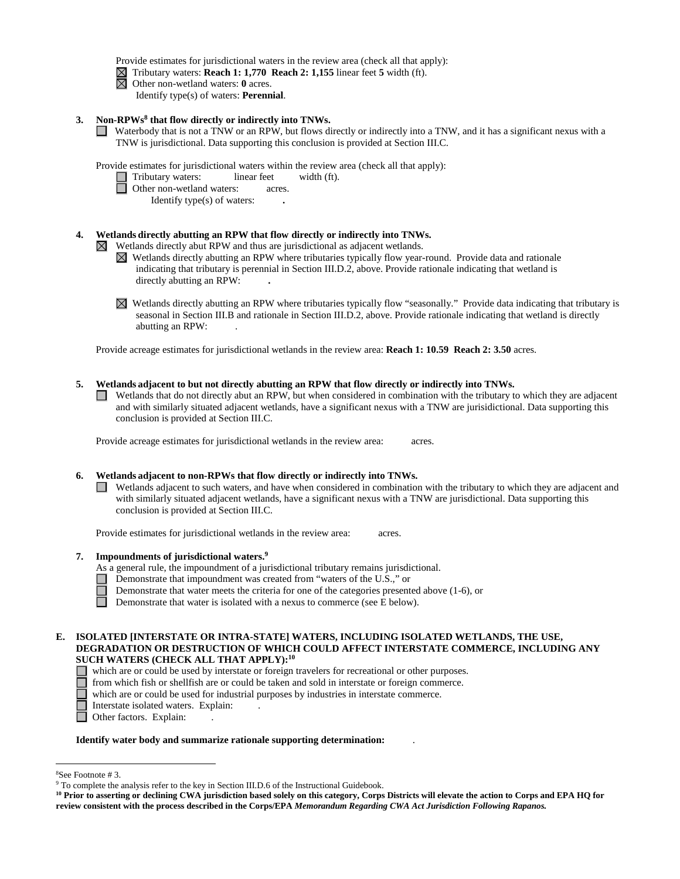Provide estimates for jurisdictional waters in the review area (check all that apply):

☒ Tributary waters: **Reach 1: 1,770 Reach 2: 1,155** linear feet **5** width (ft).

☒ Other non-wetland waters: **0** acres.

Identify type(s) of waters: **Perennial**.

**3. Non-RPWs[8] that flow directly or indirectly into TNWs.**

☐ Waterbody that is not a TNW or an RPW, but flows directly or indirectly into a TNW, and it has a significant nexus with a TNW is jurisdictional. Data supporting this conclusion is provided at Section III.C.

Provide estimates for jurisdictional waters within the review area (check all that apply):

☐ Tributary waters: linear feet width (ft).

☐ Other non-wetland waters: acres.

Identify type(s) of waters: **.**

**4. Wetlands directly abutting an RPW that flow directly or indirectly into TNWs.**

☒ Wetlands directly abut RPW and thus are jurisdictional as adjacent wetlands.

☒ Wetlands directly abutting an RPW where tributaries typically flow year-round. Provide data and rationale indicating that tributary is perennial in Section III.D.2, above. Provide rationale indicating that wetland is directly abutting an RPW: **.**

☒ Wetlands directly abutting an RPW where tributaries typically flow "seasonally." Provide data indicating that tributary is seasonal in Section III.B and rationale in Section III.D.2, above. Provide rationale indicating that wetland is directly abutting an RPW: .

Provide acreage estimates for jurisdictional wetlands in the review area: **Reach 1: 10.59 Reach 2: 3.50** acres.

**5. Wetlands adjacent to but not directly abutting an RPW that flow directly or indirectly into TNWs.**

☐ Wetlands that do not directly abut an RPW, but when considered in combination with the tributary to which they are adjacent and with similarly situated adjacent wetlands, have a significant nexus with a TNW are jurisidictional. Data supporting this conclusion is provided at Section III.C.

Provide acreage estimates for jurisdictional wetlands in the review area: acres.

**6. Wetlands adjacent to non-RPWs that flow directly or indirectly into TNWs.**

☐ Wetlands adjacent to such waters, and have when considered in combination with the tributary to which they are adjacent and with similarly situated adjacent wetlands, have a significant nexus with a TNW are jurisdictional. Data supporting this conclusion is provided at Section III.C.

Provide estimates for jurisdictional wetlands in the review area: acres.

**7. Impoundments of jurisdictional waters.[9]**

As a general rule, the impoundment of a jurisdictional tributary remains jurisdictional.

☐ Demonstrate that impoundment was created from "waters of the U.S.," or

☐ Demonstrate that water meets the criteria for one of the categories presented above (1-6), or

☐ Demonstrate that water is isolated with a nexus to commerce (see E below).

**E. ISOLATED [INTERSTATE OR INTRA-STATE] WATERS, INCLUDING ISOLATED WETLANDS, THE USE, DEGRADATION OR DESTRUCTION OF WHICH COULD AFFECT INTERSTATE COMMERCE, INCLUDING ANY SUCH WATERS (CHECK ALL THAT APPLY):[10]**

☐ which are or could be used by interstate or foreign travelers for recreational or other purposes.

☐ from which fish or shellfish are or could be taken and sold in interstate or foreign commerce.

☐ which are or could be used for industrial purposes by industries in interstate commerce.

☐ Interstate isolated waters. Explain: .

☐ Other factors. Explain: .

**Identify water body and summarize rationale supporting determination:** .

---

[8] See Footnote # 3.

[9] To complete the analysis refer to the key in Section III.D.6 of the Instructional Guidebook.

**[10] Prior to asserting or declining CWA jurisdiction based solely on this category, Corps Districts will elevate the action to Corps and EPA HQ for review consistent with the process described in the Corps/EPA *Memorandum Regarding CWA Act Jurisdiction Following Rapanos.***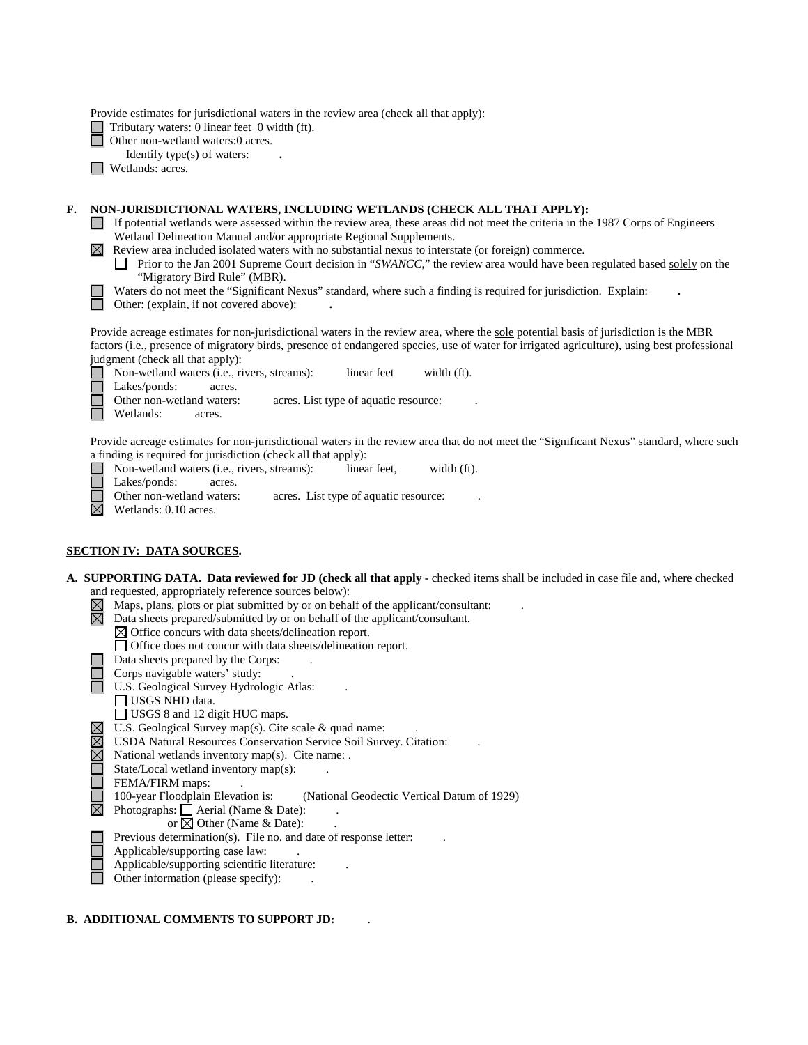Provide estimates for jurisdictional waters in the review area (check all that apply):

- ☐ Tributary waters: 0 linear feet 0 width (ft).
- ☐ Other non-wetland waters:0 acres.
  - Identify type(s) of waters: **.**
- ☐ Wetlands: acres.

**F. NON-JURISDICTIONAL WATERS, INCLUDING WETLANDS (CHECK ALL THAT APPLY):**

- ☐ If potential wetlands were assessed within the review area, these areas did not meet the criteria in the 1987 Corps of Engineers Wetland Delineation Manual and/or appropriate Regional Supplements.
- ☒ Review area included isolated waters with no substantial nexus to interstate (or foreign) commerce.
  - ☐ Prior to the Jan 2001 Supreme Court decision in "*SWANCC*," the review area would have been regulated based solely on the "Migratory Bird Rule" (MBR).
- ☐ Waters do not meet the "Significant Nexus" standard, where such a finding is required for jurisdiction. Explain: **.**
- ☐ Other: (explain, if not covered above): **.**

Provide acreage estimates for non-jurisdictional waters in the review area, where the sole potential basis of jurisdiction is the MBR factors (i.e., presence of migratory birds, presence of endangered species, use of water for irrigated agriculture), using best professional judgment (check all that apply):

- ☐ Non-wetland waters (i.e., rivers, streams): linear feet width (ft).
- ☐ Lakes/ponds: acres.
- ☐ Other non-wetland waters: acres. List type of aquatic resource: .
- ☐ Wetlands: acres.

Provide acreage estimates for non-jurisdictional waters in the review area that do not meet the "Significant Nexus" standard, where such a finding is required for jurisdiction (check all that apply):

- ☐ Non-wetland waters (i.e., rivers, streams): linear feet, width (ft).
- ☐ Lakes/ponds: acres.
- ☐ Other non-wetland waters: acres. List type of aquatic resource: .
- ☒ Wetlands: 0.10 acres.

## SECTION IV: DATA SOURCES.

**A. SUPPORTING DATA. Data reviewed for JD (check all that apply** - checked items shall be included in case file and, where checked and requested, appropriately reference sources below):

- ☒ Maps, plans, plots or plat submitted by or on behalf of the applicant/consultant: .
- ☒ Data sheets prepared/submitted by or on behalf of the applicant/consultant.
  - ☒ Office concurs with data sheets/delineation report.
  - ☐ Office does not concur with data sheets/delineation report.
- ☐ Data sheets prepared by the Corps: .
- ☐ Corps navigable waters' study: .
- ☐ U.S. Geological Survey Hydrologic Atlas: .
  - ☐ USGS NHD data.
  - ☐ USGS 8 and 12 digit HUC maps.
- ☒ U.S. Geological Survey map(s). Cite scale & quad name: .
- ☒ USDA Natural Resources Conservation Service Soil Survey. Citation: .
- ☒ National wetlands inventory map(s). Cite name: .
- ☐ State/Local wetland inventory map(s): .
- ☐ FEMA/FIRM maps: .
- ☐ 100-year Floodplain Elevation is: (National Geodectic Vertical Datum of 1929)
- ☒ Photographs: ☐ Aerial (Name & Date): .
  - or ☒ Other (Name & Date): .
- ☐ Previous determination(s). File no. and date of response letter: .
- ☐ Applicable/supporting case law: .
- ☐ Applicable/supporting scientific literature: .
- ☐ Other information (please specify): .

**B. ADDITIONAL COMMENTS TO SUPPORT JD:** .